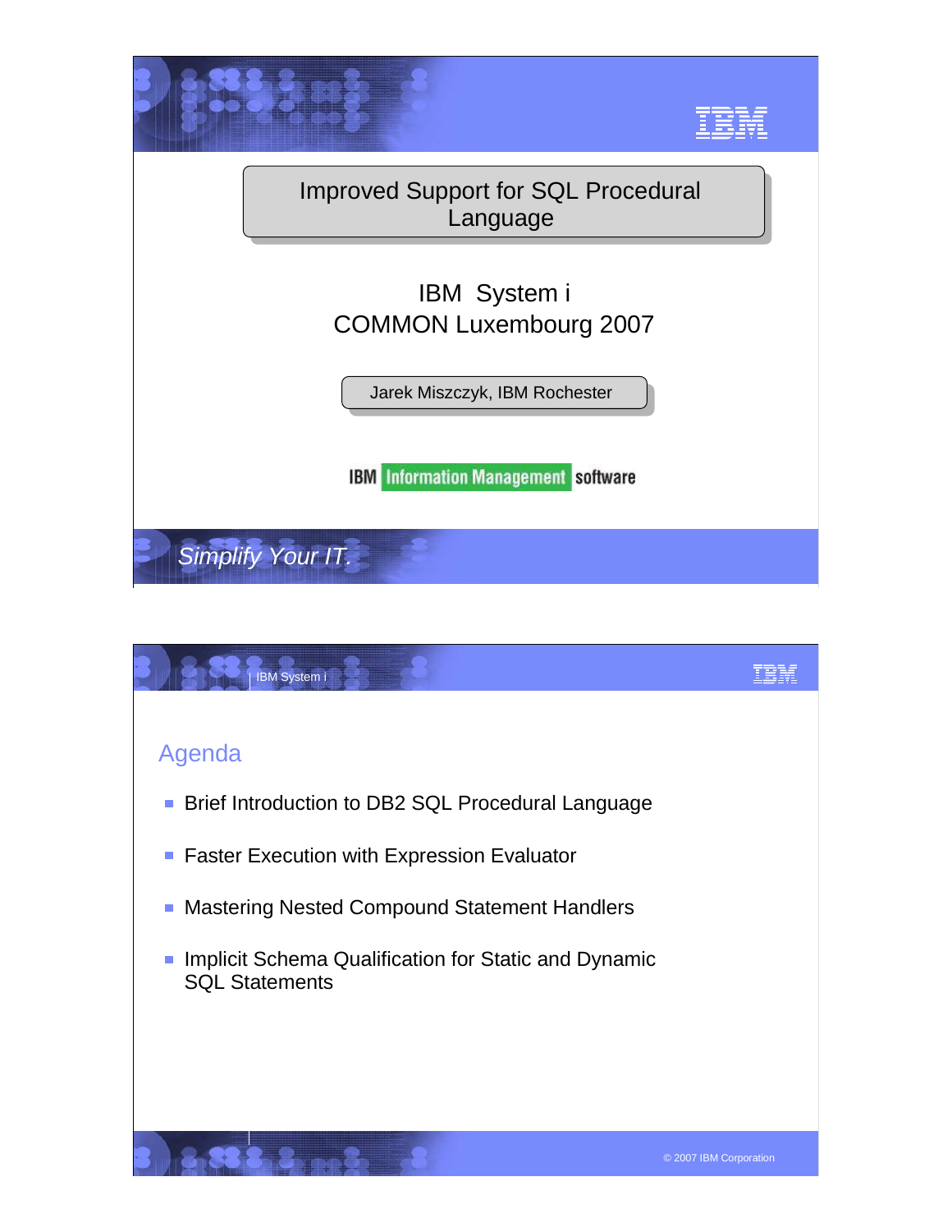# Improved Support for SQL Procedural Language

IBM System i
COMMON Luxembourg 2007

Jarek Miszczyk, IBM Rochester

IBM Information Management software

*Simplify Your IT.*

## Agenda

- Brief Introduction to DB2 SQL Procedural Language
- Faster Execution with Expression Evaluator
- Mastering Nested Compound Statement Handlers
- Implicit Schema Qualification for Static and Dynamic SQL Statements

© 2007 IBM Corporation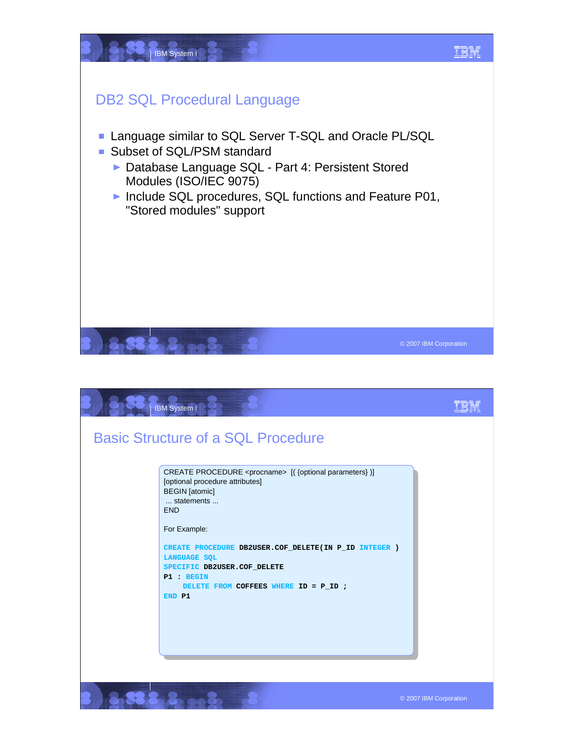## DB2 SQL Procedural Language

- Language similar to SQL Server T-SQL and Oracle PL/SQL
- Subset of SQL/PSM standard
  - Database Language SQL - Part 4: Persistent Stored Modules (ISO/IEC 9075)
  - Include SQL procedures, SQL functions and Feature P01, "Stored modules" support

## Basic Structure of a SQL Procedure

```
CREATE PROCEDURE <procname>  [( {optional parameters} )]
[optional procedure attributes]
BEGIN [atomic]
 ... statements ...
END
```

For Example:

```
CREATE PROCEDURE DB2USER.COF_DELETE(IN P_ID INTEGER )
LANGUAGE SQL
SPECIFIC DB2USER.COF_DELETE
P1 : BEGIN
     DELETE FROM COFFEES WHERE ID = P_ID ;
END P1
```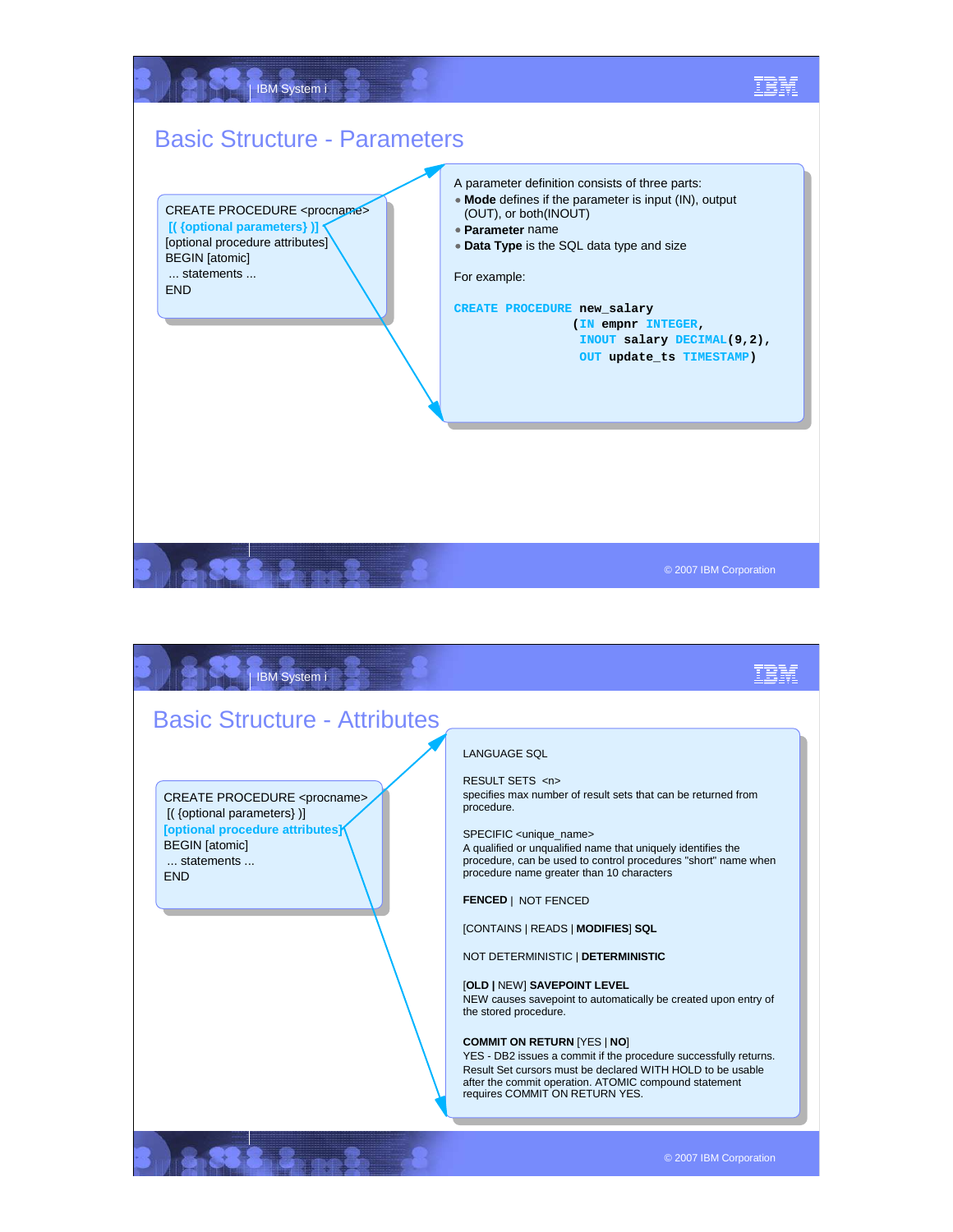## Basic Structure - Parameters

```
CREATE PROCEDURE <procname>
 [( {optional parameters} )]
[optional procedure attributes]
BEGIN [atomic]
 ... statements ...
END
```

A parameter definition consists of three parts:

- **Mode** defines if the parameter is input (IN), output (OUT), or both(INOUT)
- **Parameter** name
- **Data Type** is the SQL data type and size

For example:

```
CREATE PROCEDURE new_salary
                (IN empnr INTEGER,
                 INOUT salary DECIMAL(9,2),
                 OUT update_ts TIMESTAMP)
```

## Basic Structure - Attributes

```
CREATE PROCEDURE <procname>
 [( {optional parameters} )]
[optional procedure attributes]
BEGIN [atomic]
 ... statements ...
END
```

LANGUAGE SQL

RESULT SETS <n>
specifies max number of result sets that can be returned from procedure.

SPECIFIC <unique_name>
A qualified or unqualified name that uniquely identifies the procedure, can be used to control procedures "short" name when procedure name greater than 10 characters

**FENCED** | NOT FENCED

[CONTAINS | READS | **MODIFIES**] **SQL**

NOT DETERMINISTIC | **DETERMINISTIC**

[**OLD** | NEW] **SAVEPOINT LEVEL**
NEW causes savepoint to automatically be created upon entry of the stored procedure.

**COMMIT ON RETURN** [YES | **NO**]
YES - DB2 issues a commit if the procedure successfully returns. Result Set cursors must be declared WITH HOLD to be usable after the commit operation. ATOMIC compound statement requires COMMIT ON RETURN YES.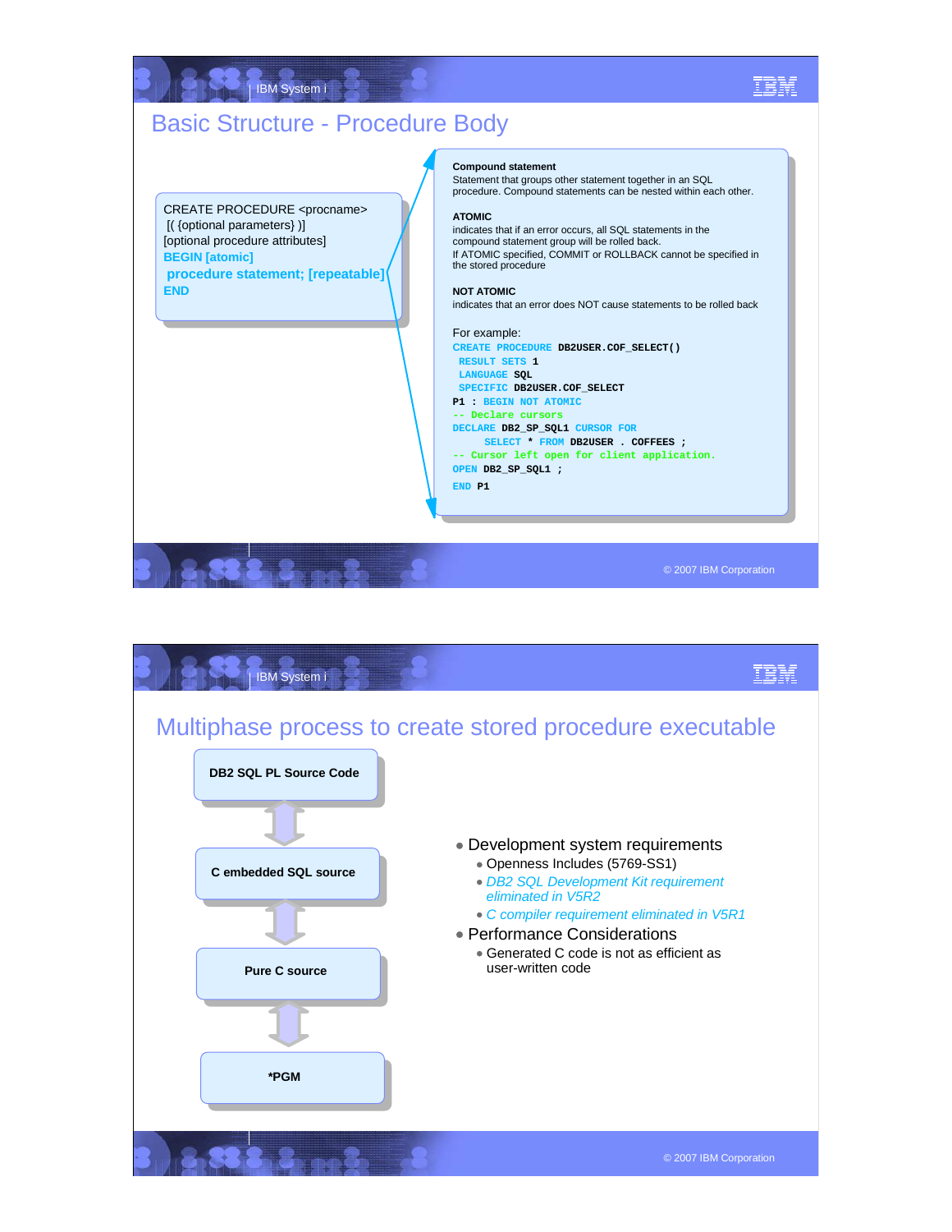# Basic Structure - Procedure Body

```
CREATE PROCEDURE <procname>
 [( {optional parameters} )]
[optional procedure attributes]
BEGIN [atomic]
 procedure statement; [repeatable]
END
```

**Compound statement**
Statement that groups other statement together in an SQL procedure. Compound statements can be nested within each other.

**ATOMIC**
indicates that if an error occurs, all SQL statements in the compound statement group will be rolled back.
If ATOMIC specified, COMMIT or ROLLBACK cannot be specified in the stored procedure

**NOT ATOMIC**
indicates that an error does NOT cause statements to be rolled back

For example:

```
CREATE PROCEDURE DB2USER.COF_SELECT()
 RESULT SETS 1
 LANGUAGE SQL
 SPECIFIC DB2USER.COF_SELECT
P1 : BEGIN NOT ATOMIC
-- Declare cursors
DECLARE DB2_SP_SQL1 CURSOR FOR
     SELECT * FROM DB2USER . COFFEES ;
-- Cursor left open for client application.
OPEN DB2_SP_SQL1 ;
END P1
```

# Multiphase process to create stored procedure executable

- DB2 SQL PL Source Code
- C embedded SQL source
- Pure C source
- *PGM

- Development system requirements
  - Openness Includes (5769-SS1)
  - *DB2 SQL Development Kit requirement eliminated in V5R2*
  - *C compiler requirement eliminated in V5R1*
- Performance Considerations
  - Generated C code is not as efficient as user-written code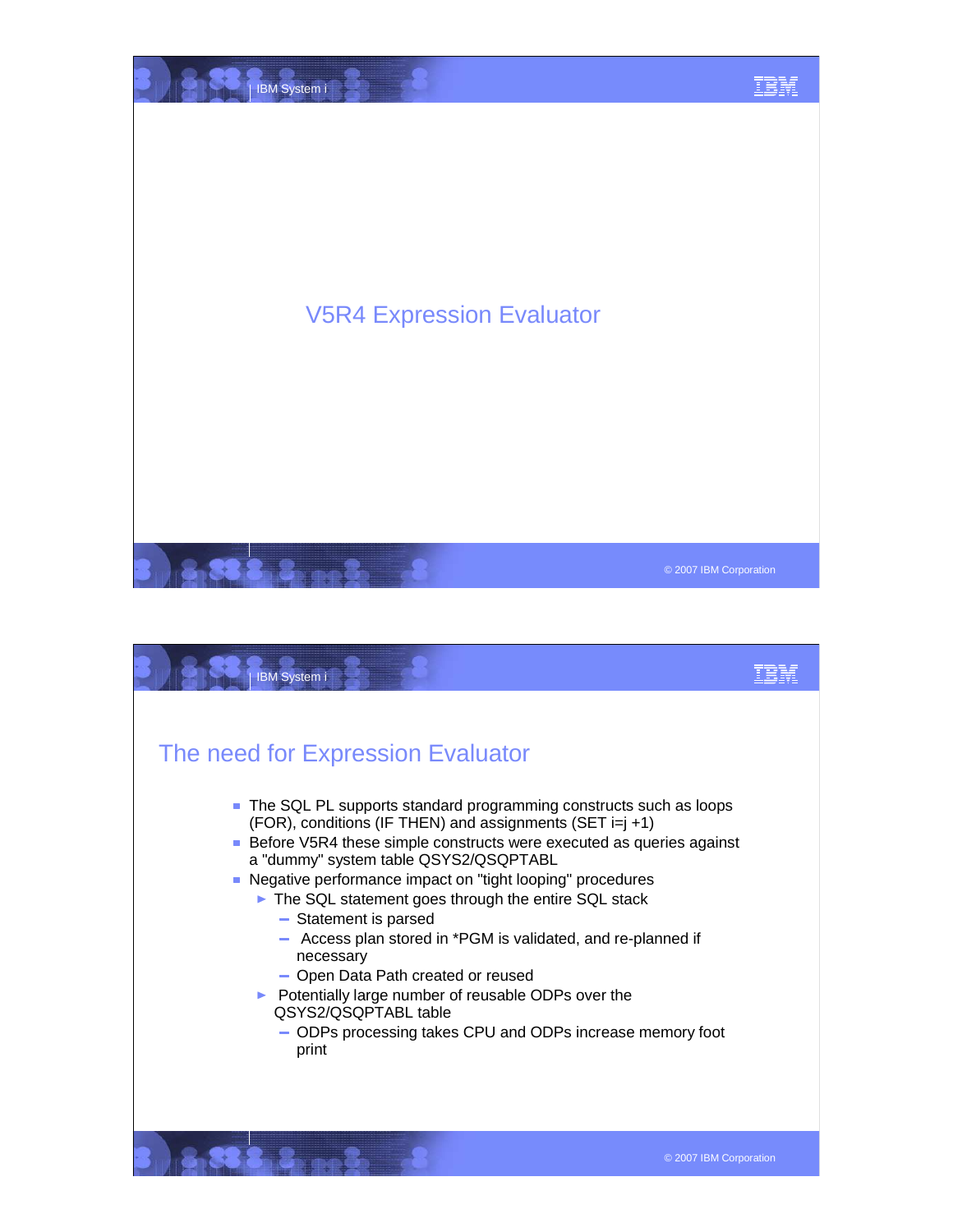# V5R4 Expression Evaluator

## The need for Expression Evaluator

- The SQL PL supports standard programming constructs such as loops (FOR), conditions (IF THEN) and assignments (SET i=j +1)
- Before V5R4 these simple constructs were executed as queries against a "dummy" system table QSYS2/QSQPTABL
- Negative performance impact on "tight looping" procedures
  - The SQL statement goes through the entire SQL stack
    - Statement is parsed
    - Access plan stored in *PGM is validated, and re-planned if necessary
    - Open Data Path created or reused
  - Potentially large number of reusable ODPs over the QSYS2/QSQPTABL table
    - ODPs processing takes CPU and ODPs increase memory foot print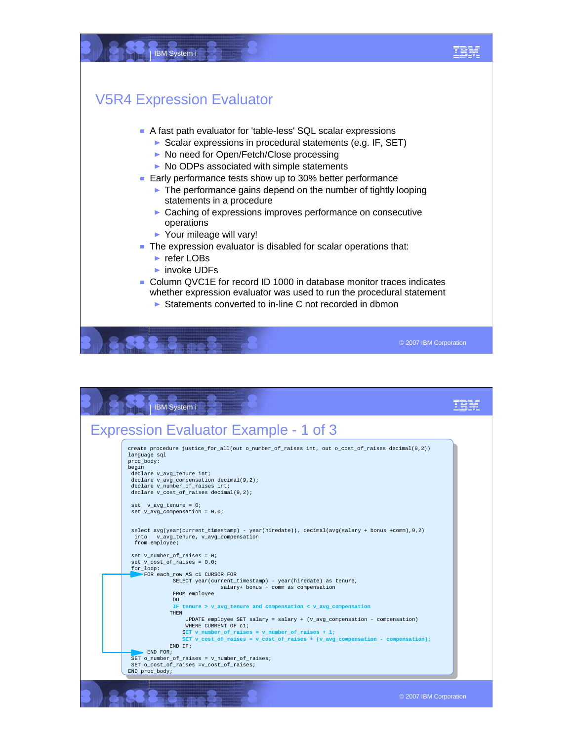# V5R4 Expression Evaluator

- A fast path evaluator for 'table-less' SQL scalar expressions
  - Scalar expressions in procedural statements (e.g. IF, SET)
  - No need for Open/Fetch/Close processing
  - No ODPs associated with simple statements
- Early performance tests show up to 30% better performance
  - The performance gains depend on the number of tightly looping statements in a procedure
  - Caching of expressions improves performance on consecutive operations
  - Your mileage will vary!
- The expression evaluator is disabled for scalar operations that:
  - refer LOBs
  - invoke UDFs
- Column QVC1E for record ID 1000 in database monitor traces indicates whether expression evaluator was used to run the procedural statement
  - Statements converted to in-line C not recorded in dbmon

# Expression Evaluator Example - 1 of 3

```
create procedure justice_for_all(out o_number_of_raises int, out o_cost_of_raises decimal(9,2))
language sql
proc_body:
begin
 declare v_avg_tenure int;
 declare v_avg_compensation decimal(9,2);
 declare v_number_of_raises int;
 declare v_cost_of_raises decimal(9,2);

 set  v_avg_tenure = 0;
 set v_avg_compensation = 0.0;


 select avg(year(current_timestamp) - year(hiredate)), decimal(avg(salary + bonus +comm),9,2)
  into   v_avg_tenure, v_avg_compensation
  from employee;

 set v_number_of_raises = 0;
 set v_cost_of_raises = 0.0;
 for_loop:
     FOR each_row AS c1 CURSOR FOR
              SELECT year(current_timestamp) - year(hiredate) as tenure,
                              salary+ bonus + comm as compensation
              FROM employee
              DO
              IF tenure > v_avg_tenure and compensation < v_avg_compensation
             THEN
                  UPDATE employee SET salary = salary + (v_avg_compensation - compensation)
                  WHERE CURRENT OF c1;
                 SET v_number_of_raises = v_number_of_raises + 1;
                 SET v_cost_of_raises = v_cost_of_raises + (v_avg_compensation - compensation);
             END IF;
      END FOR;
 SET o_number_of_raises = v_number_of_raises;
 SET o_cost_of_raises =v_cost_of_raises;
END proc_body;
```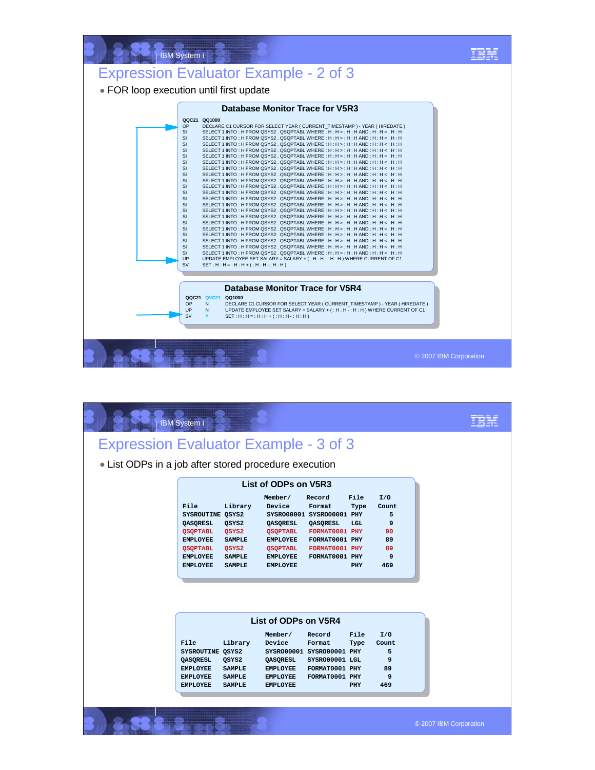# Expression Evaluator Example - 2 of 3

- FOR loop execution until first update

### Database Monitor Trace for V5R3

| QQC21 | QQ1000 |
|---|---|
| OP | DECLARE C1 CURSOR FOR SELECT YEAR ( CURRENT_TIMESTAMP ) - YEAR ( HIREDATE ) |
| SI | SELECT 1 INTO : H FROM QSYS2 . QSQPTABL WHERE : H : H > : H : H AND : H : H < : H : H |
| SI | SELECT 1 INTO : H FROM QSYS2 . QSQPTABL WHERE : H : H > : H : H AND : H : H < : H : H |
| SI | SELECT 1 INTO : H FROM QSYS2 . QSQPTABL WHERE : H : H > : H : H AND : H : H < : H : H |
| SI | SELECT 1 INTO : H FROM QSYS2 . QSQPTABL WHERE : H : H > : H : H AND : H : H < : H : H |
| SI | SELECT 1 INTO : H FROM QSYS2 . QSQPTABL WHERE : H : H > : H : H AND : H : H < : H : H |
| SI | SELECT 1 INTO : H FROM QSYS2 . QSQPTABL WHERE : H : H > : H : H AND : H : H < : H : H |
| SI | SELECT 1 INTO : H FROM QSYS2 . QSQPTABL WHERE : H : H > : H : H AND : H : H < : H : H |
| SI | SELECT 1 INTO : H FROM QSYS2 . QSQPTABL WHERE : H : H > : H : H AND : H : H < : H : H |
| SI | SELECT 1 INTO : H FROM QSYS2 . QSQPTABL WHERE : H : H > : H : H AND : H : H < : H : H |
| SI | SELECT 1 INTO : H FROM QSYS2 . QSQPTABL WHERE : H : H > : H : H AND : H : H < : H : H |
| SI | SELECT 1 INTO : H FROM QSYS2 . QSQPTABL WHERE : H : H > : H : H AND : H : H < : H : H |
| SI | SELECT 1 INTO : H FROM QSYS2 . QSQPTABL WHERE : H : H > : H : H AND : H : H < : H : H |
| SI | SELECT 1 INTO : H FROM QSYS2 . QSQPTABL WHERE : H : H > : H : H AND : H : H < : H : H |
| SI | SELECT 1 INTO : H FROM QSYS2 . QSQPTABL WHERE : H : H > : H : H AND : H : H < : H : H |
| SI | SELECT 1 INTO : H FROM QSYS2 . QSQPTABL WHERE : H : H > : H : H AND : H : H < : H : H |
| SI | SELECT 1 INTO : H FROM QSYS2 . QSQPTABL WHERE : H : H > : H : H AND : H : H < : H : H |
| SI | SELECT 1 INTO : H FROM QSYS2 . QSQPTABL WHERE : H : H > : H : H AND : H : H < : H : H |
| SI | SELECT 1 INTO : H FROM QSYS2 . QSQPTABL WHERE : H : H > : H : H AND : H : H < : H : H |
| SI | SELECT 1 INTO : H FROM QSYS2 . QSQPTABL WHERE : H : H > : H : H AND : H : H < : H : H |
| SI | SELECT 1 INTO : H FROM QSYS2 . QSQPTABL WHERE : H : H > : H : H AND : H : H < : H : H |
| SI | SELECT 1 INTO : H FROM QSYS2 . QSQPTABL WHERE : H : H > : H : H AND : H : H < : H : H |
| SI | SELECT 1 INTO : H FROM QSYS2 . QSQPTABL WHERE : H : H > : H : H AND : H : H < : H : H |
| UP | UPDATE EMPLOYEE SET SALARY = SALARY + ( : H : H - : H : H ) WHERE CURRENT OF C1 |
| SV | SET : H : H = : H : H + ( : H : H - : H : H ) |

### Database Monitor Trace for V5R4

| QQC21 | QVC21 | QQ1000 |
|---|---|---|
| OP | N | DECLARE C1 CURSOR FOR SELECT YEAR ( CURRENT_TIMESTAMP ) - YEAR ( HIREDATE ) |
| UP | N | UPDATE EMPLOYEE SET SALARY = SALARY + ( : H : H - : H : H ) WHERE CURRENT OF C1 |
| SV | Y | SET : H : H = : H : H + ( : H : H - : H : H ) |

# Expression Evaluator Example - 3 of 3

- List ODPs in a job after stored procedure execution

### List of ODPs on V5R3

| File | Library | Member/ Device | Record Format | File Type | I/O Count |
|---|---|---|---|---|---|
| SYSROUTINE | QSYS2 | SYSRO00001 | SYSRO00001 | PHY | 5 |
| QASQRESL | QSYS2 | QASQRESL | QASQRESL | LGL | 9 |
| QSQPTABL | QSYS2 | QSQPTABL | FORMAT0001 | PHY | 90 |
| EMPLOYEE | SAMPLE | EMPLOYEE | FORMAT0001 | PHY | 89 |
| QSQPTABL | QSYS2 | QSQPTABL | FORMAT0001 | PHY | 89 |
| EMPLOYEE | SAMPLE | EMPLOYEE | FORMAT0001 | PHY | 9 |
| EMPLOYEE | SAMPLE | EMPLOYEE | | PHY | 469 |

### List of ODPs on V5R4

| File | Library | Member/ Device | Record Format | File Type | I/O Count |
|---|---|---|---|---|---|
| SYSROUTINE | QSYS2 | SYSRO00001 | SYSRO00001 | PHY | 5 |
| QASQRESL | QSYS2 | QASQRESL | SYSRO00001 | LGL | 9 |
| EMPLOYEE | SAMPLE | EMPLOYEE | FORMAT0001 | PHY | 89 |
| EMPLOYEE | SAMPLE | EMPLOYEE | FORMAT0001 | PHY | 9 |
| EMPLOYEE | SAMPLE | EMPLOYEE | | PHY | 469 |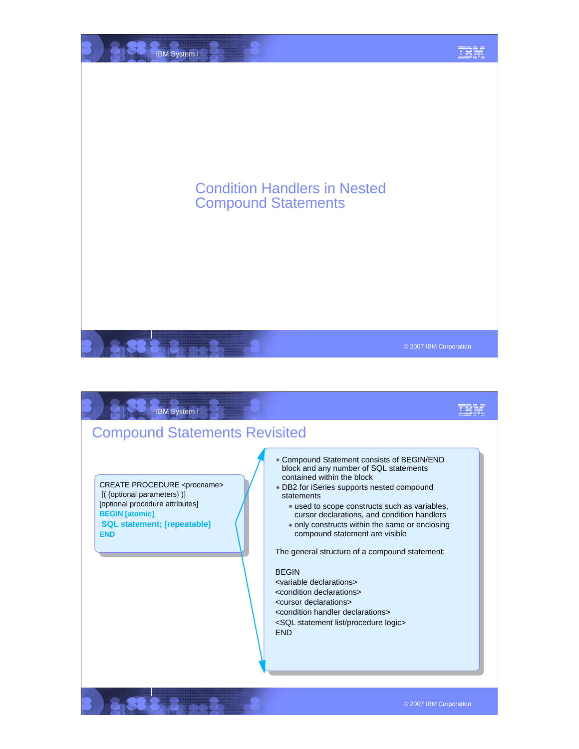# Condition Handlers in Nested Compound Statements

## Compound Statements Revisited

```
CREATE PROCEDURE <procname>
 [( {optional parameters} )]
[optional procedure attributes]
BEGIN [atomic]
 SQL statement; [repeatable]
END
```

- Compound Statement consists of BEGIN/END block and any number of SQL statements contained within the block
- DB2 for iSeries supports nested compound statements
  - used to scope constructs such as variables, cursor declarations, and condition handlers
  - only constructs within the same or enclosing compound statement are visible

The general structure of a compound statement:

```
BEGIN
<variable declarations>
<condition declarations>
<cursor declarations>
<condition handler declarations>
<SQL statement list/procedure logic>
END
```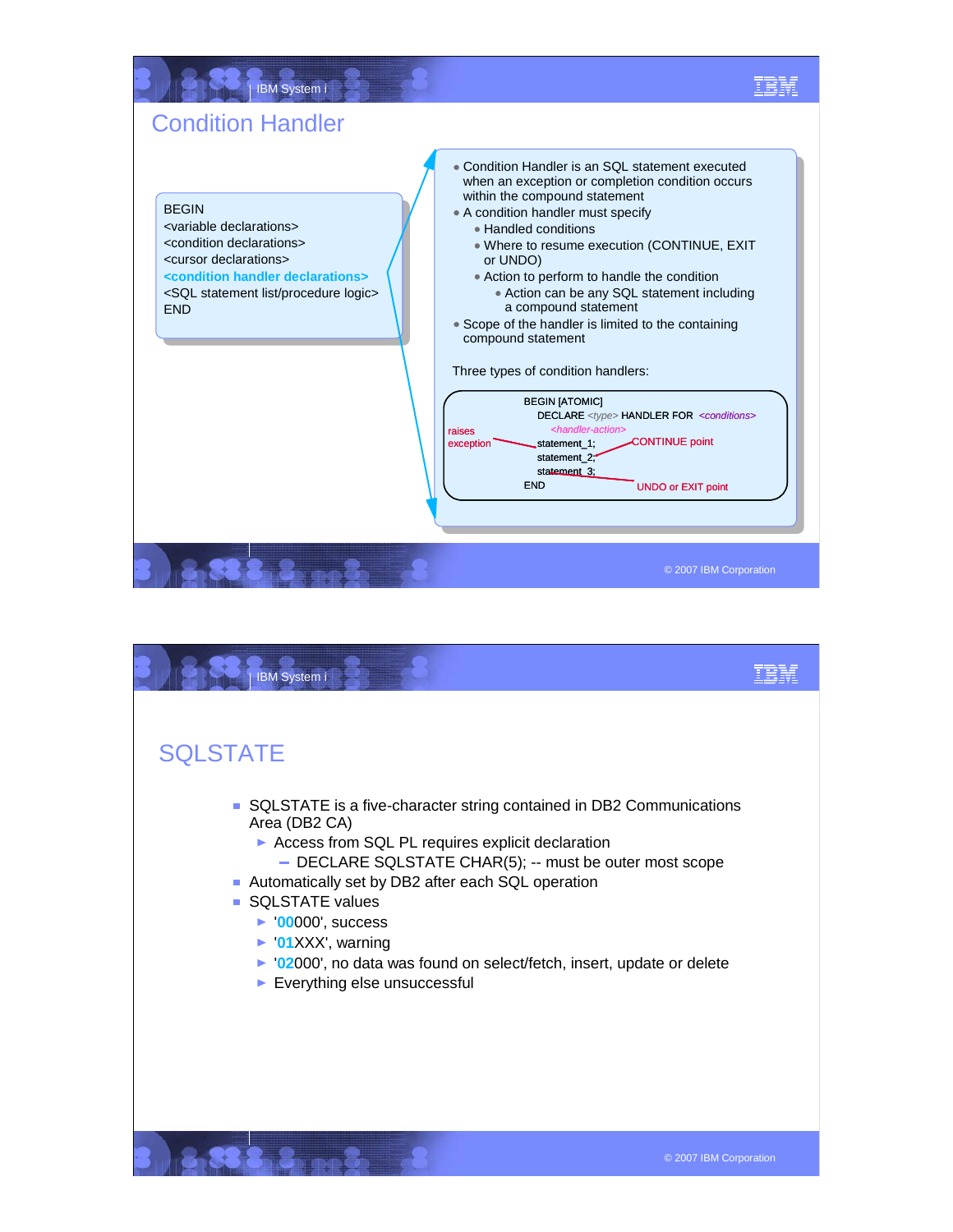## Condition Handler

```
BEGIN
<variable declarations>
<condition declarations>
<cursor declarations>
<condition handler declarations>
<SQL statement list/procedure logic>
END
```

- Condition Handler is an SQL statement executed when an exception or completion condition occurs within the compound statement
- A condition handler must specify
  - Handled conditions
  - Where to resume execution (CONTINUE, EXIT or UNDO)
  - Action to perform to handle the condition
    - Action can be any SQL statement including a compound statement
- Scope of the handler is limited to the containing compound statement

Three types of condition handlers:

```
BEGIN [ATOMIC]
  DECLARE <type> HANDLER FOR <conditions>
    <handler-action>
  statement_1;        CONTINUE point
  statement_2;
  statement_3;
END                   UNDO or EXIT point
```

raises exception

## SQLSTATE

- SQLSTATE is a five-character string contained in DB2 Communications Area (DB2 CA)
  - Access from SQL PL requires explicit declaration
    - DECLARE SQLSTATE CHAR(5); -- must be outer most scope
- Automatically set by DB2 after each SQL operation
- SQLSTATE values
  - '**00**000', success
  - '**01**XXX', warning
  - '**02**000', no data was found on select/fetch, insert, update or delete
  - Everything else unsuccessful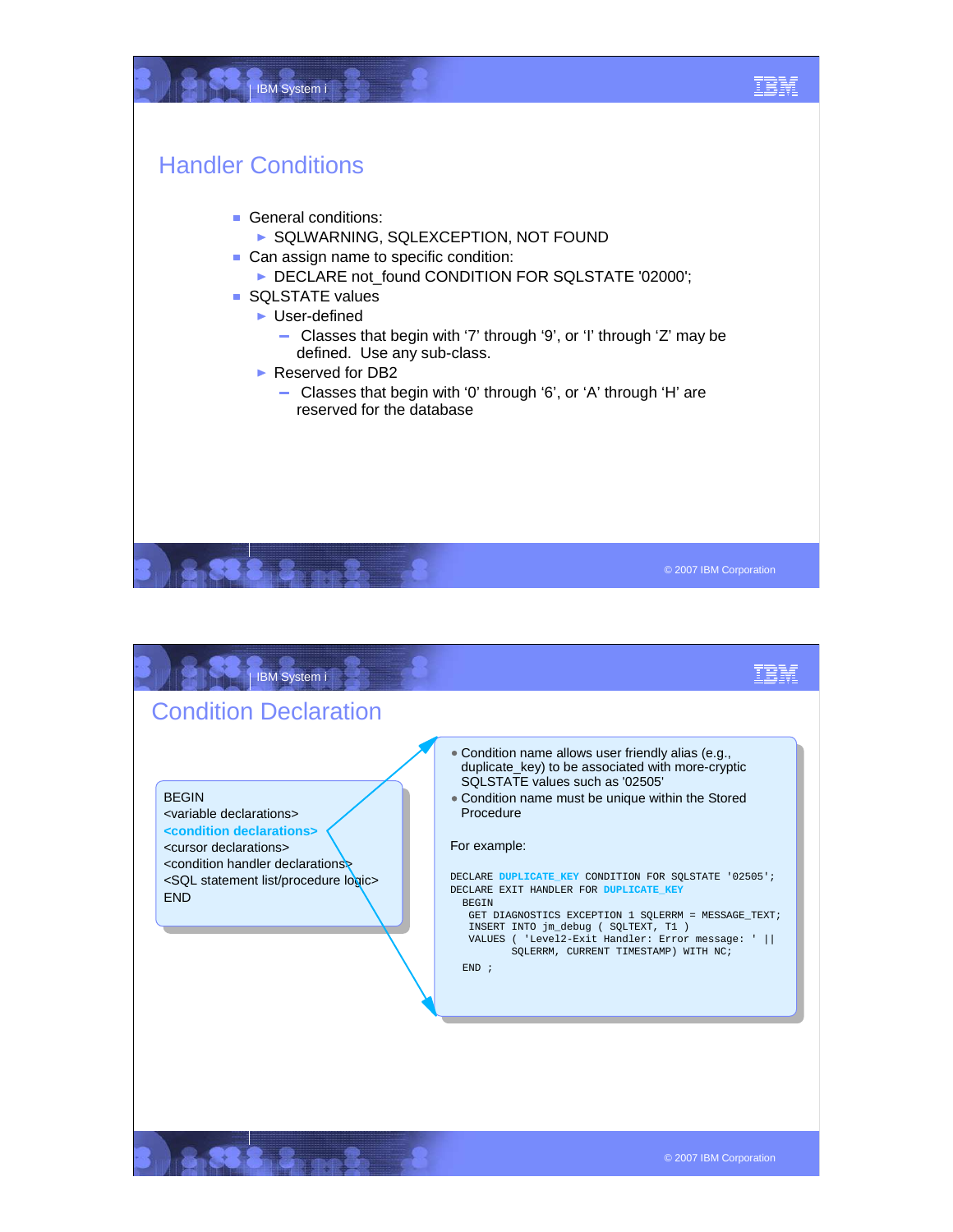## Handler Conditions

- General conditions:
  - SQLWARNING, SQLEXCEPTION, NOT FOUND
- Can assign name to specific condition:
  - DECLARE not_found CONDITION FOR SQLSTATE '02000';
- SQLSTATE values
  - User-defined
    - Classes that begin with '7' through '9', or 'I' through 'Z' may be defined. Use any sub-class.
  - Reserved for DB2
    - Classes that begin with '0' through '6', or 'A' through 'H' are reserved for the database

## Condition Declaration

BEGIN
<variable declarations>
**<condition declarations>**
<cursor declarations>
<condition handler declarations>
<SQL statement list/procedure logic>
END

- Condition name allows user friendly alias (e.g., duplicate_key) to be associated with more-cryptic SQLSTATE values such as '02505'
- Condition name must be unique within the Stored Procedure

For example:

```
DECLARE DUPLICATE_KEY CONDITION FOR SQLSTATE '02505';
DECLARE EXIT HANDLER FOR DUPLICATE_KEY
  BEGIN
   GET DIAGNOSTICS EXCEPTION 1 SQLERRM = MESSAGE_TEXT;
   INSERT INTO jm_debug ( SQLTEXT, T1 )
   VALUES ( 'Level2-Exit Handler: Error message: ' ||
          SQLERRM, CURRENT TIMESTAMP) WITH NC;
  END ;
```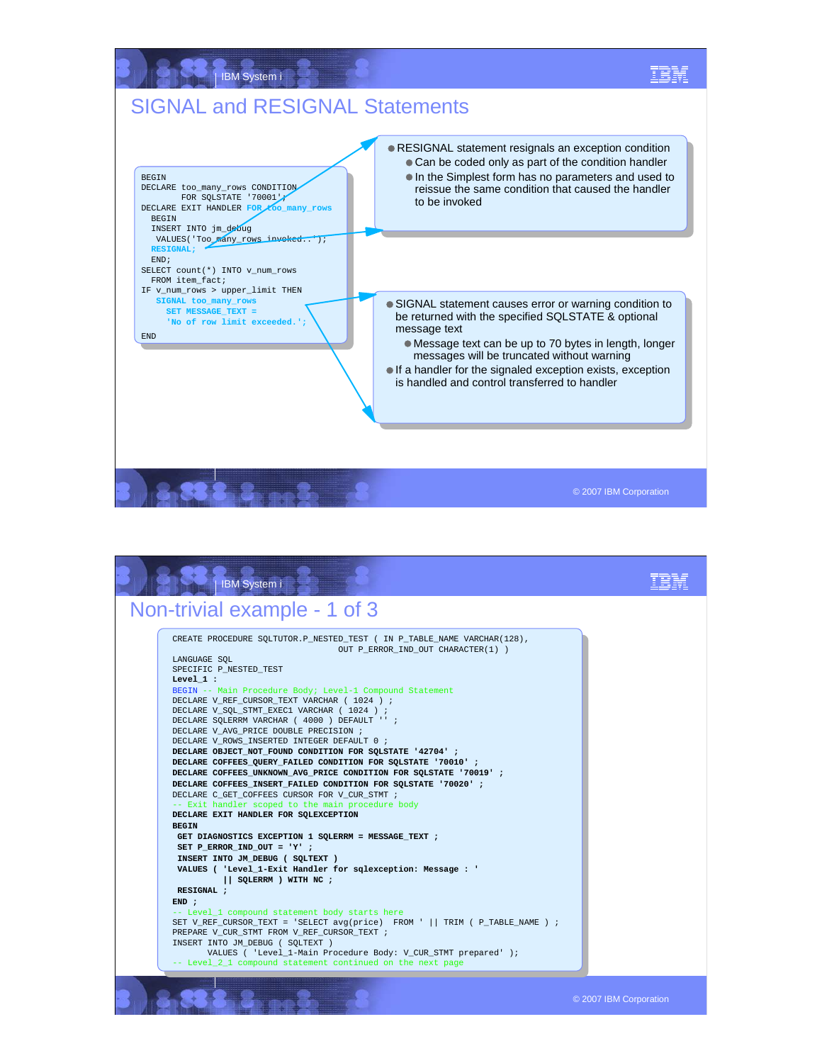# SIGNAL and RESIGNAL Statements

```
BEGIN
DECLARE too_many_rows CONDITION
        FOR SQLSTATE '70001';
DECLARE EXIT HANDLER FOR too_many_rows
  BEGIN
  INSERT INTO jm_debug
   VALUES('Too_many_rows invoked..');
  RESIGNAL;
  END;
SELECT count(*) INTO v_num_rows
  FROM item_fact;
IF v_num_rows > upper_limit THEN
   SIGNAL too_many_rows
     SET MESSAGE_TEXT =
     'No of row limit exceeded.';
END
```

- RESIGNAL statement resignals an exception condition
  - Can be coded only as part of the condition handler
  - In the Simplest form has no parameters and used to reissue the same condition that caused the handler to be invoked

- SIGNAL statement causes error or warning condition to be returned with the specified SQLSTATE & optional message text
  - Message text can be up to 70 bytes in length, longer messages will be truncated without warning
- If a handler for the signaled exception exists, exception is handled and control transferred to handler

# Non-trivial example - 1 of 3

```
CREATE PROCEDURE SQLTUTOR.P_NESTED_TEST ( IN P_TABLE_NAME VARCHAR(128),
                                 OUT P_ERROR_IND_OUT CHARACTER(1) )
LANGUAGE SQL
SPECIFIC P_NESTED_TEST
Level_1 :
BEGIN -- Main Procedure Body; Level-1 Compound Statement
DECLARE V_REF_CURSOR_TEXT VARCHAR ( 1024 ) ;
DECLARE V_SQL_STMT_EXEC1 VARCHAR ( 1024 ) ;
DECLARE SQLERRM VARCHAR ( 4000 ) DEFAULT '' ;
DECLARE V_AVG_PRICE DOUBLE PRECISION ;
DECLARE V_ROWS_INSERTED INTEGER DEFAULT 0 ;
DECLARE OBJECT_NOT_FOUND CONDITION FOR SQLSTATE '42704' ;
DECLARE COFFEES_QUERY_FAILED CONDITION FOR SQLSTATE '70010' ;
DECLARE COFFEES_UNKNOWN_AVG_PRICE CONDITION FOR SQLSTATE '70019' ;
DECLARE COFFEES_INSERT_FAILED CONDITION FOR SQLSTATE '70020' ;
DECLARE C_GET_COFFEES CURSOR FOR V_CUR_STMT ;
-- Exit handler scoped to the main procedure body
DECLARE EXIT HANDLER FOR SQLEXCEPTION
BEGIN
 GET DIAGNOSTICS EXCEPTION 1 SQLERRM = MESSAGE_TEXT ;
 SET P_ERROR_IND_OUT = 'Y' ;
 INSERT INTO JM_DEBUG ( SQLTEXT )
 VALUES ( 'Level_1-Exit Handler for sqlexception: Message : '
          || SQLERRM ) WITH NC ;
 RESIGNAL ;
END ;
-- Level_1 compound statement body starts here
SET V_REF_CURSOR_TEXT = 'SELECT avg(price)  FROM ' || TRIM ( P_TABLE_NAME ) ;
PREPARE V_CUR_STMT FROM V_REF_CURSOR_TEXT ;
INSERT INTO JM_DEBUG ( SQLTEXT )
       VALUES ( 'Level_1-Main Procedure Body: V_CUR_STMT prepared' );
-- Level_2_1 compound statement continued on the next page
```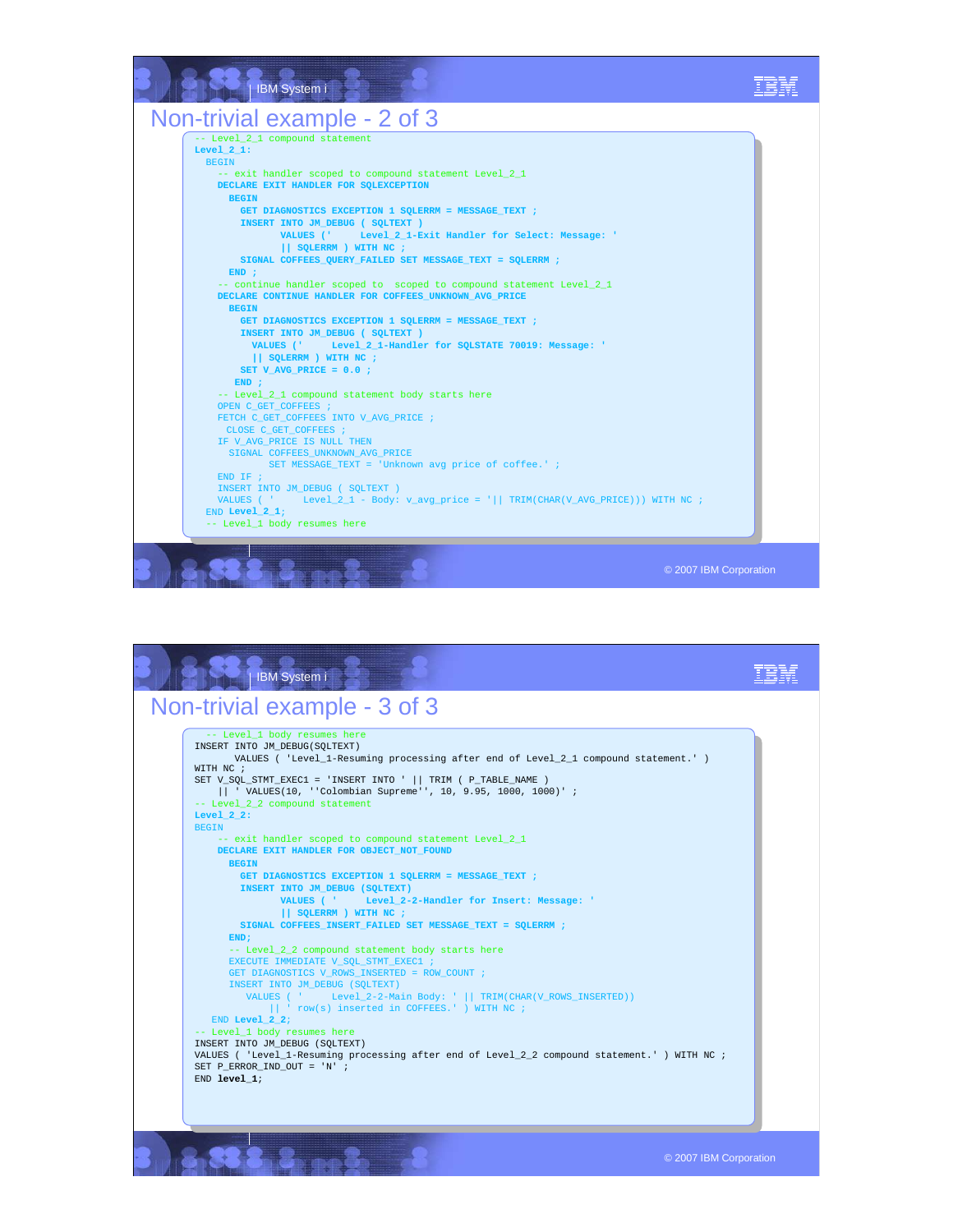# Non-trivial example - 2 of 3

```
-- Level_2_1 compound statement
Level_2_1:
  BEGIN
    -- exit handler scoped to compound statement Level_2_1
    DECLARE EXIT HANDLER FOR SQLEXCEPTION
      BEGIN
        GET DIAGNOSTICS EXCEPTION 1 SQLERRM = MESSAGE_TEXT ;
        INSERT INTO JM_DEBUG ( SQLTEXT )
               VALUES ('     Level_2_1-Exit Handler for Select: Message: '
               || SQLERRM ) WITH NC ;
        SIGNAL COFFEES_QUERY_FAILED SET MESSAGE_TEXT = SQLERRM ;
      END ;
    -- continue handler scoped to  scoped to compound statement Level_2_1
    DECLARE CONTINUE HANDLER FOR COFFEES_UNKNOWN_AVG_PRICE
      BEGIN
        GET DIAGNOSTICS EXCEPTION 1 SQLERRM = MESSAGE_TEXT ;
        INSERT INTO JM_DEBUG ( SQLTEXT )
          VALUES ('     Level_2_1-Handler for SQLSTATE 70019: Message: '
          || SQLERRM ) WITH NC ;
        SET V_AVG_PRICE = 0.0 ;
       END ;
    -- Level_2_1 compound statement body starts here
    OPEN C_GET_COFFEES ;
    FETCH C_GET_COFFEES INTO V_AVG_PRICE ;
     CLOSE C_GET_COFFEES ;
    IF V_AVG_PRICE IS NULL THEN
      SIGNAL COFFEES_UNKNOWN_AVG_PRICE
             SET MESSAGE_TEXT = 'Unknown avg price of coffee.' ;
    END IF ;
    INSERT INTO JM_DEBUG ( SQLTEXT )
    VALUES ( '     Level_2_1 - Body: v_avg_price = '|| TRIM(CHAR(V_AVG_PRICE))) WITH NC ;
  END Level_2_1;
  -- Level_1 body resumes here
```

# Non-trivial example - 3 of 3

```
  -- Level_1 body resumes here
INSERT INTO JM_DEBUG(SQLTEXT)
       VALUES ( 'Level_1-Resuming processing after end of Level_2_1 compound statement.' )
WITH NC ;
SET V_SQL_STMT_EXEC1 = 'INSERT INTO ' || TRIM ( P_TABLE_NAME )
    || ' VALUES(10, ''Colombian Supreme'', 10, 9.95, 1000, 1000)' ;
-- Level_2_2 compound statement
Level_2_2:
BEGIN
    -- exit handler scoped to compound statement Level_2_1
    DECLARE EXIT HANDLER FOR OBJECT_NOT_FOUND
      BEGIN
        GET DIAGNOSTICS EXCEPTION 1 SQLERRM = MESSAGE_TEXT ;
        INSERT INTO JM_DEBUG (SQLTEXT)
               VALUES ( '     Level_2-2-Handler for Insert: Message: '
               || SQLERRM ) WITH NC ;
        SIGNAL COFFEES_INSERT_FAILED SET MESSAGE_TEXT = SQLERRM ;
      END;
      -- Level_2_2 compound statement body starts here
      EXECUTE IMMEDIATE V_SQL_STMT_EXEC1 ;
      GET DIAGNOSTICS V_ROWS_INSERTED = ROW_COUNT ;
      INSERT INTO JM_DEBUG (SQLTEXT)
         VALUES ( '     Level_2-2-Main Body: ' || TRIM(CHAR(V_ROWS_INSERTED))
             || ' row(s) inserted in COFFEES.' ) WITH NC ;
   END Level_2_2;
-- Level_1 body resumes here
INSERT INTO JM_DEBUG (SQLTEXT)
VALUES ( 'Level_1-Resuming processing after end of Level_2_2 compound statement.' ) WITH NC ;
SET P_ERROR_IND_OUT = 'N' ;
END level_1;
```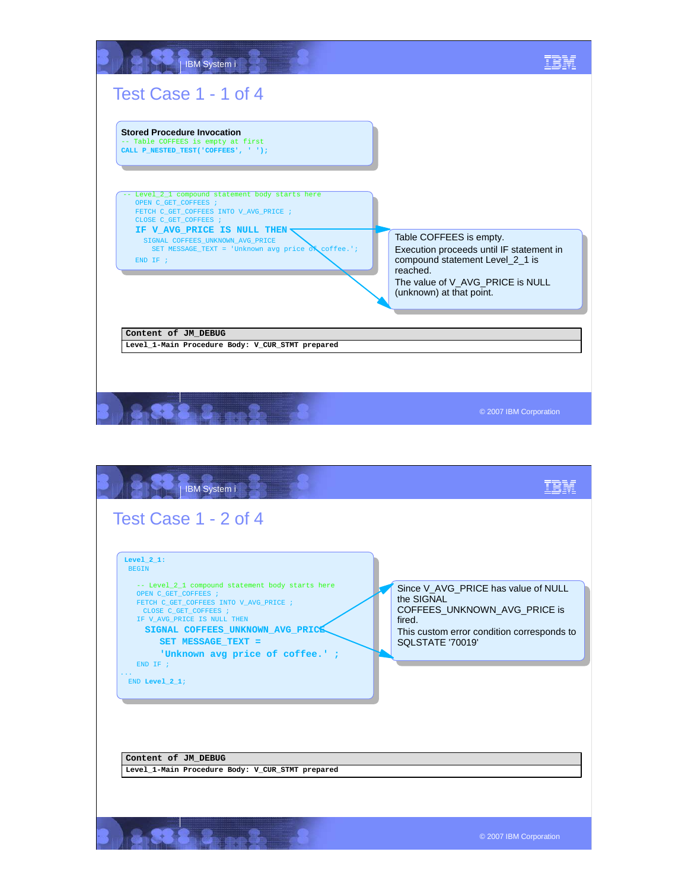# Test Case 1 - 1 of 4

**Stored Procedure Invocation**

```
-- Table COFFEES is empty at first
CALL P_NESTED_TEST('COFFEES', ' ');
```

```
-- Level_2_1 compound statement body starts here
  OPEN C_GET_COFFEES ;
  FETCH C_GET_COFFEES INTO V_AVG_PRICE ;
  CLOSE C_GET_COFFEES ;
  IF V_AVG_PRICE IS NULL THEN
    SIGNAL COFFEES_UNKNOWN_AVG_PRICE
      SET MESSAGE_TEXT = 'Unknown avg price of coffee.';
  END IF ;
```

Table COFFEES is empty.
Execution proceeds until IF statement in compound statement Level_2_1 is reached.
The value of V_AVG_PRICE is NULL (unknown) at that point.

| Content of JM_DEBUG |
|---|
| Level_1-Main Procedure Body: V_CUR_STMT prepared |

# Test Case 1 - 2 of 4

```
Level_2_1:
 BEGIN

   -- Level_2_1 compound statement body starts here
   OPEN C_GET_COFFEES ;
   FETCH C_GET_COFFEES INTO V_AVG_PRICE ;
     CLOSE C_GET_COFFEES ;
   IF V_AVG_PRICE IS NULL THEN
     SIGNAL COFFEES_UNKNOWN_AVG_PRICE
       SET MESSAGE_TEXT =
       'Unknown avg price of coffee.' ;
   END IF ;
...
 END Level_2_1;
```

Since V_AVG_PRICE has value of NULL the SIGNAL COFFEES_UNKNOWN_AVG_PRICE is fired.
This custom error condition corresponds to SQLSTATE '70019'

| Content of JM_DEBUG |
|---|
| Level_1-Main Procedure Body: V_CUR_STMT prepared |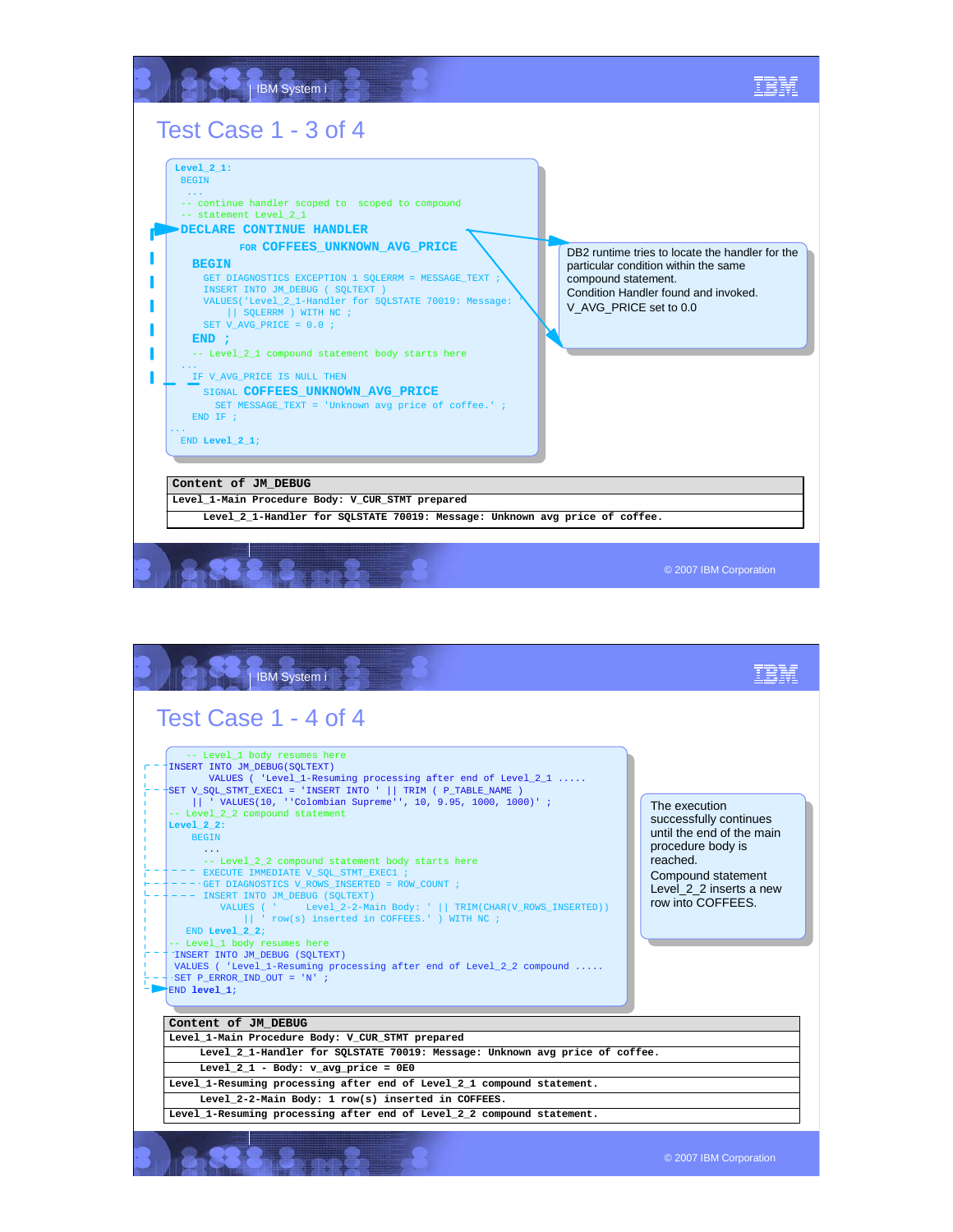# Test Case 1 - 3 of 4

```
Level_2_1:
 BEGIN
  ...
 -- continue handler scoped to  scoped to compound
 -- statement Level_2_1
DECLARE CONTINUE HANDLER
          FOR COFFEES_UNKNOWN_AVG_PRICE
  BEGIN
    GET DIAGNOSTICS EXCEPTION 1 SQLERRM = MESSAGE_TEXT ;
    INSERT INTO JM_DEBUG ( SQLTEXT )
    VALUES('Level_2_1-Handler for SQLSTATE 70019: Message: '
        || SQLERRM ) WITH NC ;
    SET V_AVG_PRICE = 0.0 ;
  END ;
  -- Level_2_1 compound statement body starts here
 ...
  IF V_AVG_PRICE IS NULL THEN
    SIGNAL COFFEES_UNKNOWN_AVG_PRICE
      SET MESSAGE_TEXT = 'Unknown avg price of coffee.' ;
  END IF ;
...
 END Level_2_1;
```

DB2 runtime tries to locate the handler for the particular condition within the same compound statement.
Condition Handler found and invoked.
V_AVG_PRICE set to 0.0

| Content of JM_DEBUG |
|---|
| Level_1-Main Procedure Body: V_CUR_STMT prepared |
| Level_2_1-Handler for SQLSTATE 70019: Message: Unknown avg price of coffee. |

# Test Case 1 - 4 of 4

```
   -- Level_1 body resumes here
INSERT INTO JM_DEBUG(SQLTEXT)
       VALUES ( 'Level_1-Resuming processing after end of Level_2_1 .....
SET V_SQL_STMT_EXEC1 = 'INSERT INTO ' || TRIM ( P_TABLE_NAME )
    || ' VALUES(10, ''Colombian Supreme'', 10, 9.95, 1000, 1000)' ;
-- Level_2_2 compound statement
Level_2_2:
    BEGIN
     ...
     -- Level_2_2 compound statement body starts here
     EXECUTE IMMEDIATE V_SQL_STMT_EXEC1 ;
     GET DIAGNOSTICS V_ROWS_INSERTED = ROW_COUNT ;
     INSERT INTO JM_DEBUG (SQLTEXT)
        VALUES ( '    Level_2-2-Main Body: ' || TRIM(CHAR(V_ROWS_INSERTED))
          || ' row(s) inserted in COFFEES.' ) WITH NC ;
   END Level_2_2;
-- Level_1 body resumes here
 INSERT INTO JM_DEBUG (SQLTEXT)
 VALUES ( 'Level_1-Resuming processing after end of Level_2_2 compound .....
 SET P_ERROR_IND_OUT = 'N' ;
END level_1;
```

The execution successfully continues until the end of the main procedure body is reached.
Compound statement Level_2_2 inserts a new row into COFFEES.

| Content of JM_DEBUG |
|---|
| Level_1-Main Procedure Body: V_CUR_STMT prepared |
| Level_2_1-Handler for SQLSTATE 70019: Message: Unknown avg price of coffee. |
| Level_2_1 - Body: v_avg_price = 0E0 |
| Level_1-Resuming processing after end of Level_2_1 compound statement. |
| Level_2-2-Main Body: 1 row(s) inserted in COFFEES. |
| Level_1-Resuming processing after end of Level_2_2 compound statement. |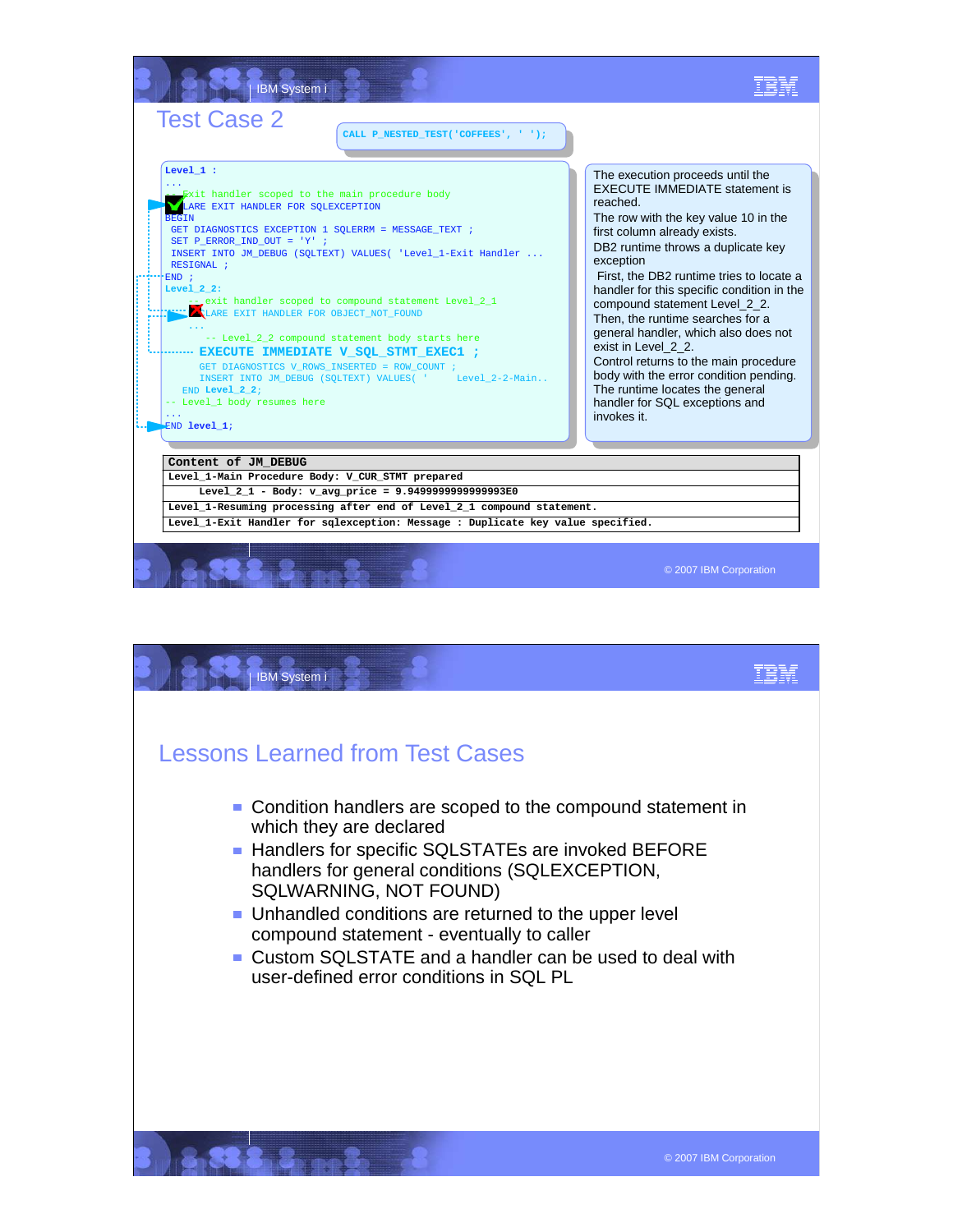## Test Case 2

```
CALL P_NESTED_TEST('COFFEES', ' ');
```

```
Level_1 :
...
-- Exit handler scoped to the main procedure body
DECLARE EXIT HANDLER FOR SQLEXCEPTION
BEGIN
 GET DIAGNOSTICS EXCEPTION 1 SQLERRM = MESSAGE_TEXT ;
 SET P_ERROR_IND_OUT = 'Y' ;
 INSERT INTO JM_DEBUG (SQLTEXT) VALUES( 'Level_1-Exit Handler ...
 RESIGNAL ;
END ;
Level_2_2:
 -- exit handler scoped to compound statement Level_2_1
 DECLARE EXIT HANDLER FOR OBJECT_NOT_FOUND
   ...
   -- Level_2_2 compound statement body starts here
   EXECUTE IMMEDIATE V_SQL_STMT_EXEC1 ;
   GET DIAGNOSTICS V_ROWS_INSERTED = ROW_COUNT ;
   INSERT INTO JM_DEBUG (SQLTEXT) VALUES( '     Level_2-2-Main..
 END Level_2_2;
-- Level_1 body resumes here
...
END level_1;
```

The execution proceeds until the EXECUTE IMMEDIATE statement is reached.

The row with the key value 10 in the first column already exists.

DB2 runtime throws a duplicate key exception

First, the DB2 runtime tries to locate a handler for this specific condition in the compound statement Level_2_2.

Then, the runtime searches for a general handler, which also does not exist in Level_2_2.

Control returns to the main procedure body with the error condition pending.

The runtime locates the general handler for SQL exceptions and invokes it.

| Content of JM_DEBUG |
|---|
| Level_1-Main Procedure Body: V_CUR_STMT prepared |
| Level_2_1 - Body: v_avg_price = 9.9499999999999993E0 |
| Level_1-Resuming processing after end of Level_2_1 compound statement. |
| Level_1-Exit Handler for sqlexception: Message : Duplicate key value specified. |

## Lessons Learned from Test Cases

- Condition handlers are scoped to the compound statement in which they are declared
- Handlers for specific SQLSTATEs are invoked BEFORE handlers for general conditions (SQLEXCEPTION, SQLWARNING, NOT FOUND)
- Unhandled conditions are returned to the upper level compound statement - eventually to caller
- Custom SQLSTATE and a handler can be used to deal with user-defined error conditions in SQL PL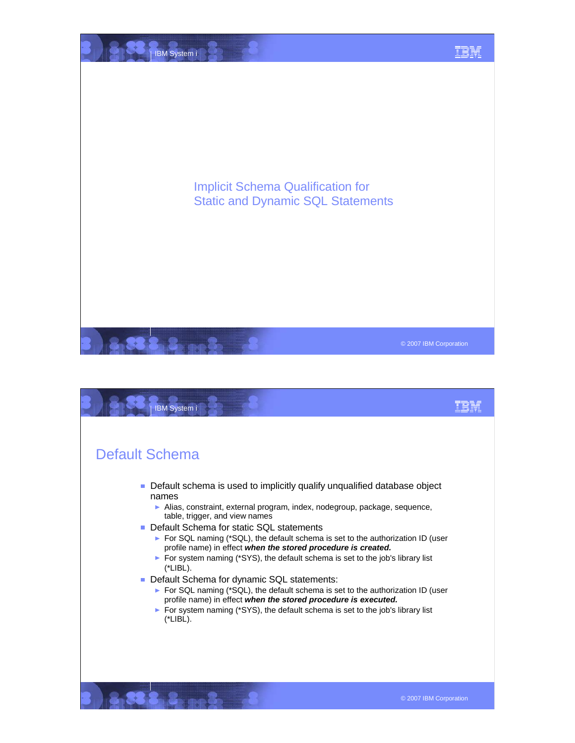# Implicit Schema Qualification for Static and Dynamic SQL Statements

## Default Schema

- Default schema is used to implicitly qualify unqualified database object names
  - Alias, constraint, external program, index, nodegroup, package, sequence, table, trigger, and view names
- Default Schema for static SQL statements
  - For SQL naming (*SQL), the default schema is set to the authorization ID (user profile name) in effect ***when the stored procedure is created.***
  - For system naming (*SYS), the default schema is set to the job's library list (*LIBL).
- Default Schema for dynamic SQL statements:
  - For SQL naming (*SQL), the default schema is set to the authorization ID (user profile name) in effect ***when the stored procedure is executed.***
  - For system naming (*SYS), the default schema is set to the job's library list (*LIBL).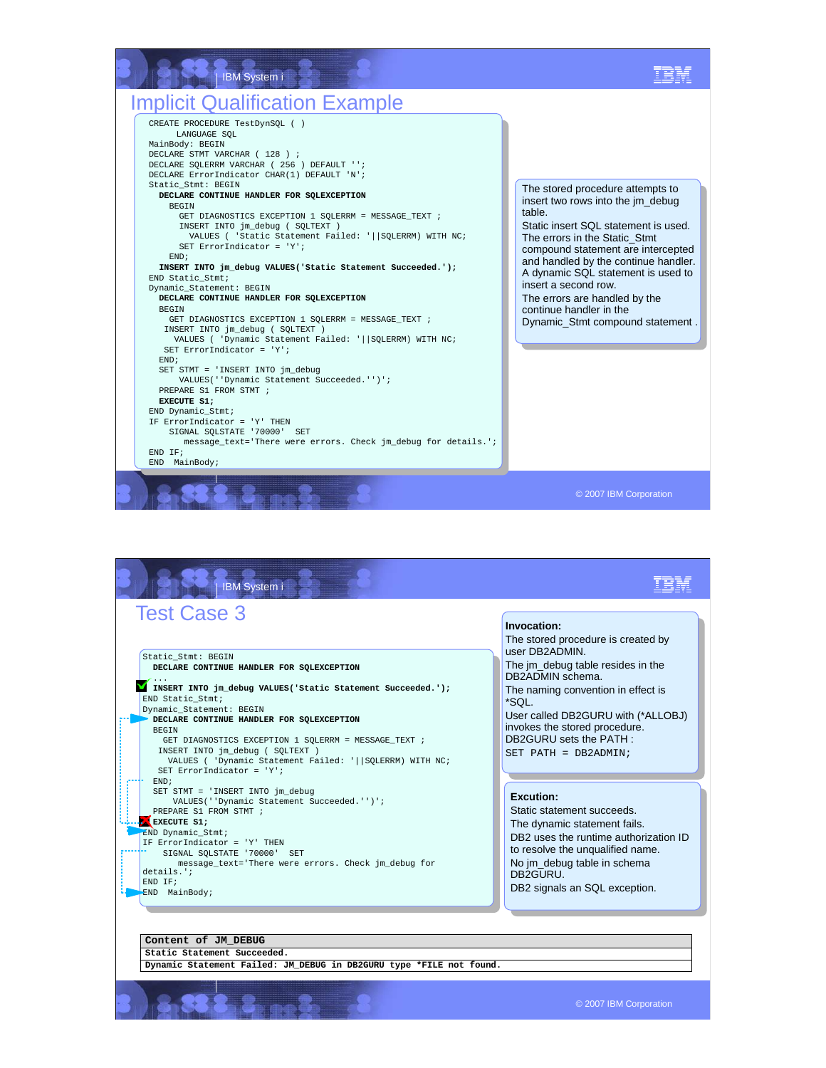# Implicit Qualification Example

```
CREATE PROCEDURE TestDynSQL ( )
     LANGUAGE SQL
MainBody: BEGIN
DECLARE STMT VARCHAR ( 128 ) ;
DECLARE SQLERRM VARCHAR ( 256 ) DEFAULT '';
DECLARE ErrorIndicator CHAR(1) DEFAULT 'N';
Static_Stmt: BEGIN
  DECLARE CONTINUE HANDLER FOR SQLEXCEPTION
    BEGIN
      GET DIAGNOSTICS EXCEPTION 1 SQLERRM = MESSAGE_TEXT ;
      INSERT INTO jm_debug ( SQLTEXT )
        VALUES ( 'Static Statement Failed: '||SQLERRM) WITH NC;
      SET ErrorIndicator = 'Y';
    END;
  INSERT INTO jm_debug VALUES('Static Statement Succeeded.');
END Static_Stmt;
Dynamic_Statement: BEGIN
  DECLARE CONTINUE HANDLER FOR SQLEXCEPTION
  BEGIN
    GET DIAGNOSTICS EXCEPTION 1 SQLERRM = MESSAGE_TEXT ;
   INSERT INTO jm_debug ( SQLTEXT )
     VALUES ( 'Dynamic Statement Failed: '||SQLERRM) WITH NC;
   SET ErrorIndicator = 'Y';
  END;
  SET STMT = 'INSERT INTO jm_debug
      VALUES(''Dynamic Statement Succeeded.'')';
  PREPARE S1 FROM STMT ;
  EXECUTE S1;
END Dynamic_Stmt;
IF ErrorIndicator = 'Y' THEN
    SIGNAL SQLSTATE '70000'  SET
       message_text='There were errors. Check jm_debug for details.';
END IF;
END  MainBody;
```

The stored procedure attempts to insert two rows into the jm_debug table.

Static insert SQL statement is used. The errors in the Static_Stmt compound statement are intercepted and handled by the continue handler.

A dynamic SQL statement is used to insert a second row.

The errors are handled by the continue handler in the Dynamic_Stmt compound statement .

# Test Case 3

```
Static_Stmt: BEGIN
  DECLARE CONTINUE HANDLER FOR SQLEXCEPTION
  ...
  INSERT INTO jm_debug VALUES('Static Statement Succeeded.');
END Static_Stmt;
Dynamic_Statement: BEGIN
  DECLARE CONTINUE HANDLER FOR SQLEXCEPTION
  BEGIN
    GET DIAGNOSTICS EXCEPTION 1 SQLERRM = MESSAGE_TEXT ;
   INSERT INTO jm_debug ( SQLTEXT )
     VALUES ( 'Dynamic Statement Failed: '||SQLERRM) WITH NC;
   SET ErrorIndicator = 'Y';
  END;
  SET STMT = 'INSERT INTO jm_debug
      VALUES(''Dynamic Statement Succeeded.'')';
  PREPARE S1 FROM STMT ;
  EXECUTE S1;
END Dynamic_Stmt;
IF ErrorIndicator = 'Y' THEN
    SIGNAL SQLSTATE '70000'  SET
       message_text='There were errors. Check jm_debug for
details.';
END IF;
END  MainBody;
```

**Invocation:**

The stored procedure is created by user DB2ADMIN.

The jm_debug table resides in the DB2ADMIN schema.

The naming convention in effect is *SQL.

User called DB2GURU with (*ALLOBJ) invokes the stored procedure.

DB2GURU sets the PATH :

`SET PATH = DB2ADMIN;`

**Excution:**

Static statement succeeds.

The dynamic statement fails.

DB2 uses the runtime authorization ID to resolve the unqualified name.

No jm_debug table in schema DB2GURU.

DB2 signals an SQL exception.

| Content of JM_DEBUG |
|---|
| Static Statement Succeeded. |
| Dynamic Statement Failed: JM_DEBUG in DB2GURU type *FILE not found. |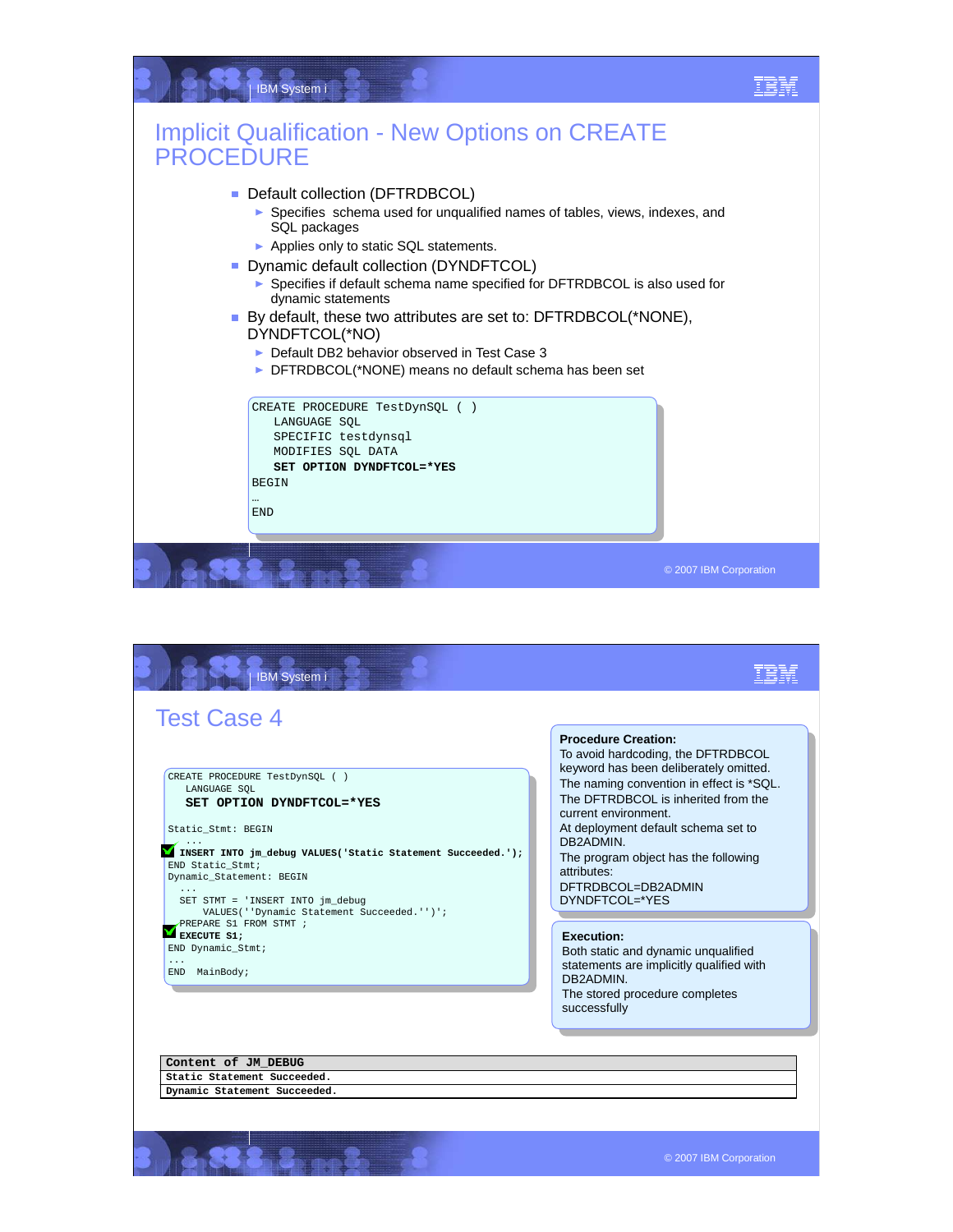# Implicit Qualification - New Options on CREATE PROCEDURE

- Default collection (DFTRDBCOL)
  - Specifies schema used for unqualified names of tables, views, indexes, and SQL packages
  - Applies only to static SQL statements.
- Dynamic default collection (DYNDFTCOL)
  - Specifies if default schema name specified for DFTRDBCOL is also used for dynamic statements
- By default, these two attributes are set to: DFTRDBCOL(*NONE), DYNDFTCOL(*NO)
  - Default DB2 behavior observed in Test Case 3
  - DFTRDBCOL(*NONE) means no default schema has been set

```
CREATE PROCEDURE TestDynSQL ( )
   LANGUAGE SQL
   SPECIFIC testdynsql
   MODIFIES SQL DATA
   SET OPTION DYNDFTCOL=*YES
BEGIN
…
END
```

# Test Case 4

```
CREATE PROCEDURE TestDynSQL ( )
   LANGUAGE SQL
   SET OPTION DYNDFTCOL=*YES

Static_Stmt: BEGIN
   ...
  INSERT INTO jm_debug VALUES('Static Statement Succeeded.');
END Static_Stmt;
Dynamic_Statement: BEGIN
  ...
  SET STMT = 'INSERT INTO jm_debug
      VALUES(''Dynamic Statement Succeeded.'')';
  PREPARE S1 FROM STMT ;
  EXECUTE S1;
END Dynamic_Stmt;
...
END  MainBody;
```

**Procedure Creation:**
To avoid hardcoding, the DFTRDBCOL keyword has been deliberately omitted.
The naming convention in effect is *SQL.
The DFTRDBCOL is inherited from the current environment.
At deployment default schema set to DB2ADMIN.
The program object has the following attributes:
DFTRDBCOL=DB2ADMIN
DYNDFTCOL=*YES

**Execution:**
Both static and dynamic unqualified statements are implicitly qualified with DB2ADMIN.
The stored procedure completes successfully

| Content of JM_DEBUG |
|---|
| Static Statement Succeeded. |
| Dynamic Statement Succeeded. |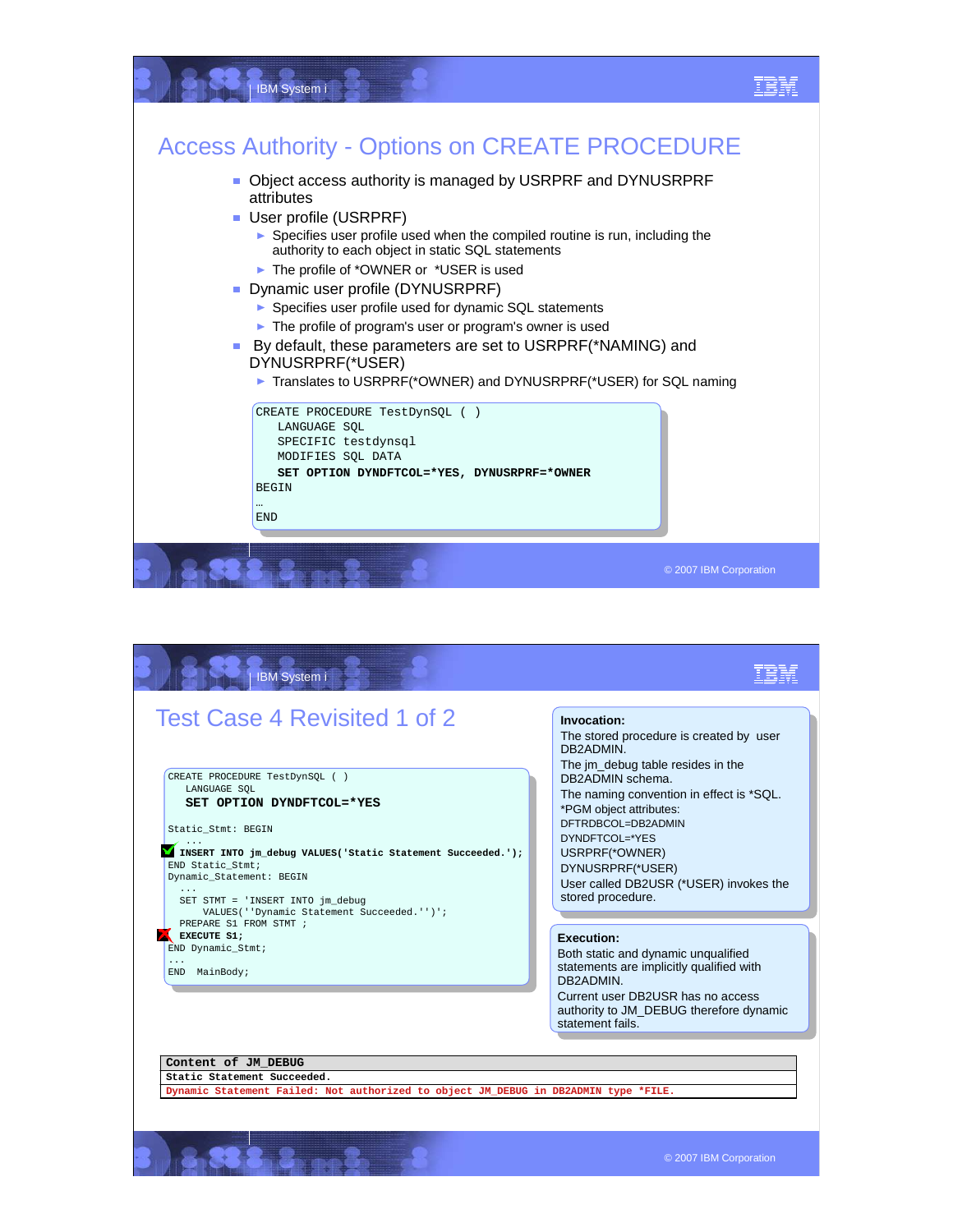# Access Authority - Options on CREATE PROCEDURE

- Object access authority is managed by USRPRF and DYNUSRPRF attributes
- User profile (USRPRF)
  - Specifies user profile used when the compiled routine is run, including the authority to each object in static SQL statements
  - The profile of *OWNER or *USER is used
- Dynamic user profile (DYNUSRPRF)
  - Specifies user profile used for dynamic SQL statements
  - The profile of program's user or program's owner is used
- By default, these parameters are set to USRPRF(*NAMING) and DYNUSRPRF(*USER)
  - Translates to USRPRF(*OWNER) and DYNUSRPRF(*USER) for SQL naming

```
CREATE PROCEDURE TestDynSQL ( )
   LANGUAGE SQL
   SPECIFIC testdynsql
   MODIFIES SQL DATA
   SET OPTION DYNDFTCOL=*YES, DYNUSRPRF=*OWNER
BEGIN
…
END
```

# Test Case 4 Revisited 1 of 2

```
CREATE PROCEDURE TestDynSQL ( )
   LANGUAGE SQL
   SET OPTION DYNDFTCOL=*YES

Static_Stmt: BEGIN
   ...
  INSERT INTO jm_debug VALUES('Static Statement Succeeded.');
END Static_Stmt;
Dynamic_Statement: BEGIN
  ...
  SET STMT = 'INSERT INTO jm_debug
      VALUES(''Dynamic Statement Succeeded.'')';
  PREPARE S1 FROM STMT ;
  EXECUTE S1;
END Dynamic_Stmt;
...
END  MainBody;
```

**Invocation:**

The stored procedure is created by user DB2ADMIN.

The jm_debug table resides in the DB2ADMIN schema.

The naming convention in effect is *SQL.

*PGM object attributes:

DFTRDBCOL=DB2ADMIN

DYNDFTCOL=*YES

USRPRF(*OWNER)

DYNUSRPRF(*USER)

User called DB2USR (*USER) invokes the stored procedure.

**Execution:**

Both static and dynamic unqualified statements are implicitly qualified with DB2ADMIN.

Current user DB2USR has no access authority to JM_DEBUG therefore dynamic statement fails.

| Content of JM_DEBUG |
|---|
| Static Statement Succeeded. |
| Dynamic Statement Failed: Not authorized to object JM_DEBUG in DB2ADMIN type *FILE. |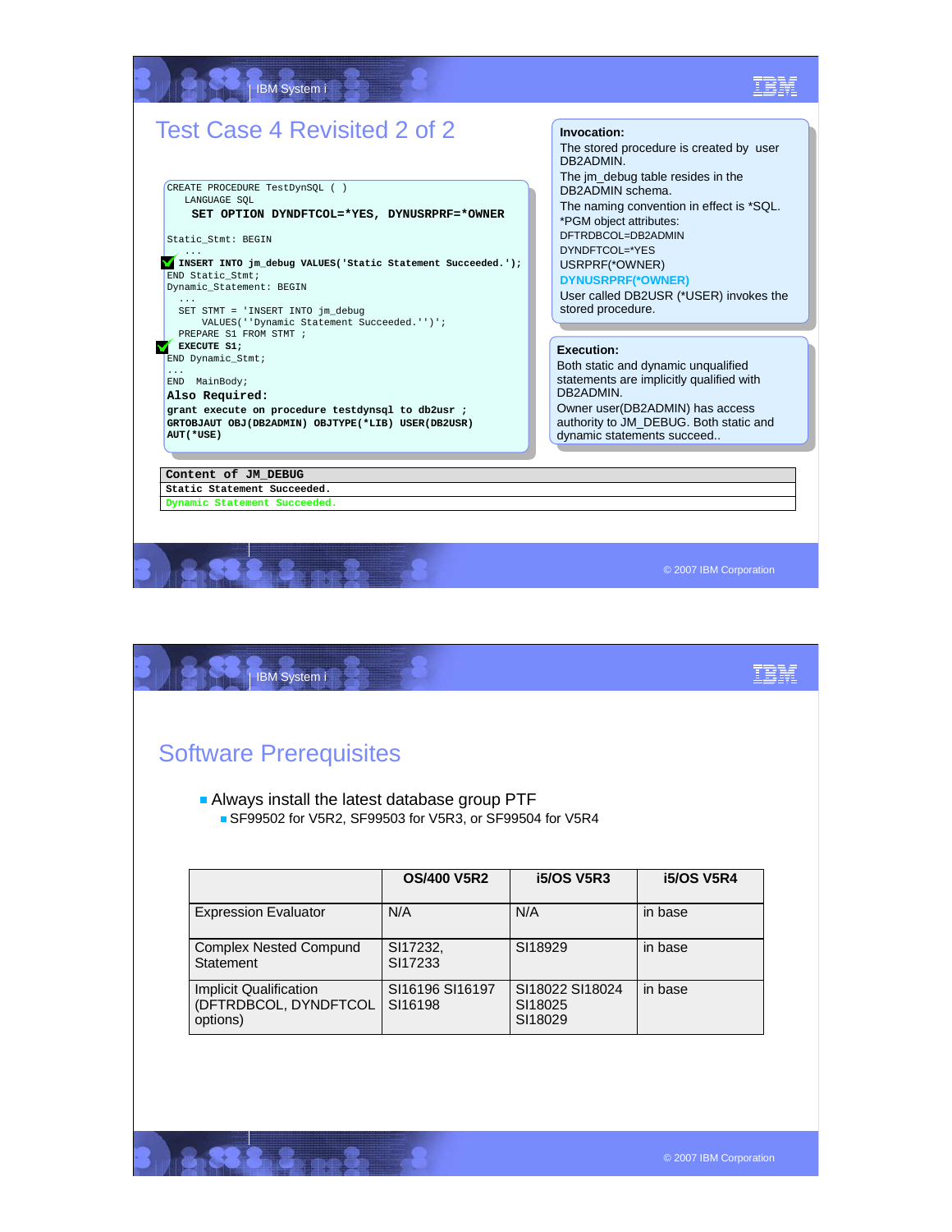# Test Case 4 Revisited 2 of 2

```
CREATE PROCEDURE TestDynSQL ( )
   LANGUAGE SQL
    SET OPTION DYNDFTCOL=*YES, DYNUSRPRF=*OWNER

Static_Stmt: BEGIN
   ...
 INSERT INTO jm_debug VALUES('Static Statement Succeeded.');
END Static_Stmt;
Dynamic_Statement: BEGIN
  ...
  SET STMT = 'INSERT INTO jm_debug
      VALUES(''Dynamic Statement Succeeded.'')';
  PREPARE S1 FROM STMT ;
  EXECUTE S1;
END Dynamic_Stmt;
...
END  MainBody;
Also Required:
grant execute on procedure testdynsql to db2usr ;
GRTOBJAUT OBJ(DB2ADMIN) OBJTYPE(*LIB) USER(DB2USR)
AUT(*USE)
```

**Invocation:**

The stored procedure is created by user DB2ADMIN.

The jm_debug table resides in the DB2ADMIN schema.

The naming convention in effect is *SQL.

*PGM object attributes:

DFTRDBCOL=DB2ADMIN

DYNDFTCOL=*YES

USRPRF(*OWNER)

**DYNUSRPRF(*OWNER)**

User called DB2USR (*USER) invokes the stored procedure.

**Execution:**

Both static and dynamic unqualified statements are implicitly qualified with DB2ADMIN.

Owner user(DB2ADMIN) has access authority to JM_DEBUG. Both static and dynamic statements succeed..

| Content of JM_DEBUG |
|---|
| Static Statement Succeeded. |
| Dynamic Statement Succeeded. |

# Software Prerequisites

- Always install the latest database group PTF
  - SF99502 for V5R2, SF99503 for V5R3, or SF99504 for V5R4

| | OS/400 V5R2 | i5/OS V5R3 | i5/OS V5R4 |
|---|---|---|---|
| Expression Evaluator | N/A | N/A | in base |
| Complex Nested Compund Statement | SI17232, SI17233 | SI18929 | in base |
| Implicit Qualification (DFTRDBCOL, DYNDFTCOL options) | SI16196 SI16197 SI16198 | SI18022 SI18024 SI18025 SI18029 | in base |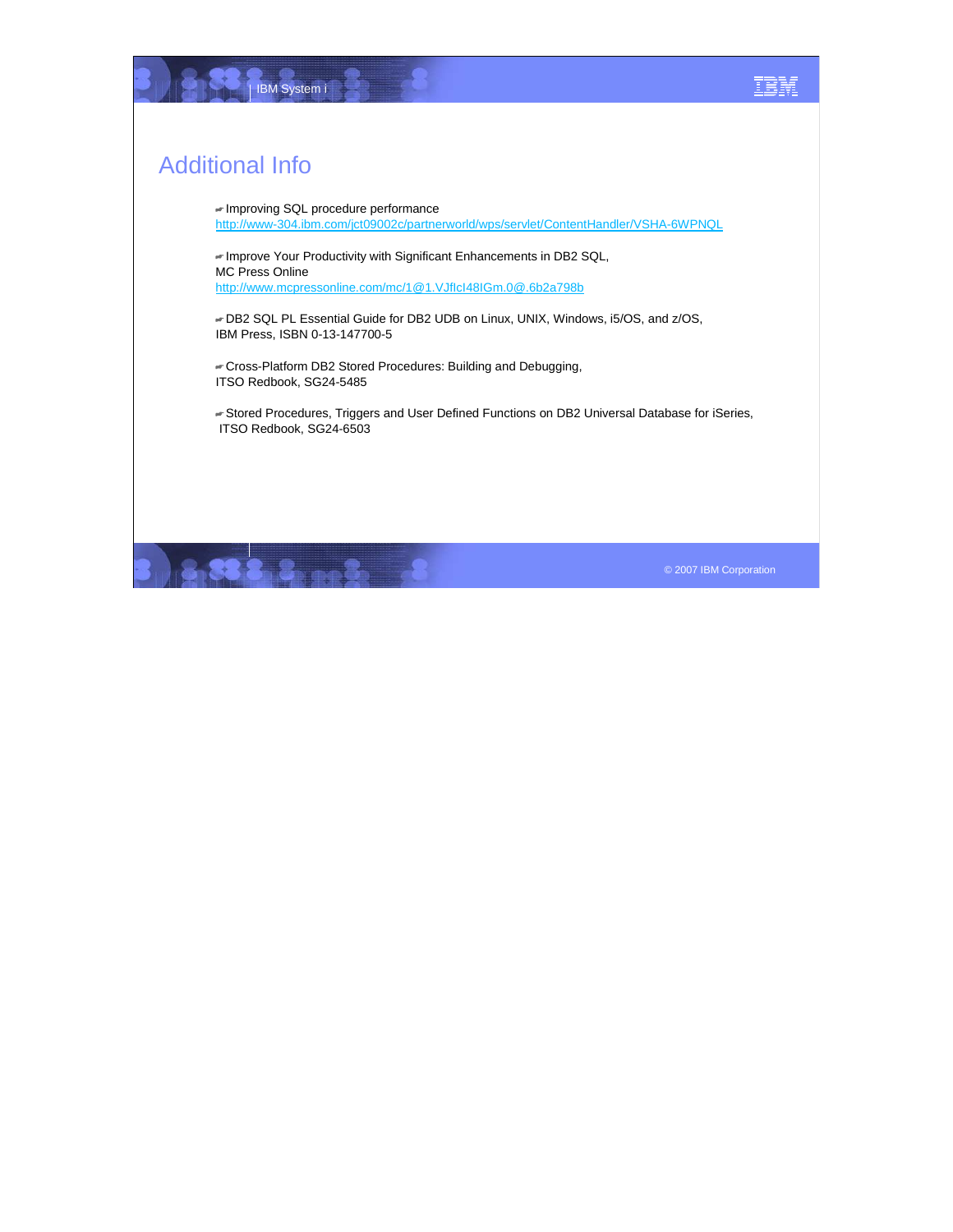# Additional Info

- Improving SQL procedure performance
  http://www-304.ibm.com/jct09002c/partnerworld/wps/servlet/ContentHandler/VSHA-6WPNQL

- Improve Your Productivity with Significant Enhancements in DB2 SQL,
  MC Press Online
  http://www.mcpressonline.com/mc/1@1.VJflcI48IGm.0@.6b2a798b

- DB2 SQL PL Essential Guide for DB2 UDB on Linux, UNIX, Windows, i5/OS, and z/OS,
  IBM Press, ISBN 0-13-147700-5

- Cross-Platform DB2 Stored Procedures: Building and Debugging,
  ITSO Redbook, SG24-5485

- Stored Procedures, Triggers and User Defined Functions on DB2 Universal Database for iSeries,
  ITSO Redbook, SG24-6503